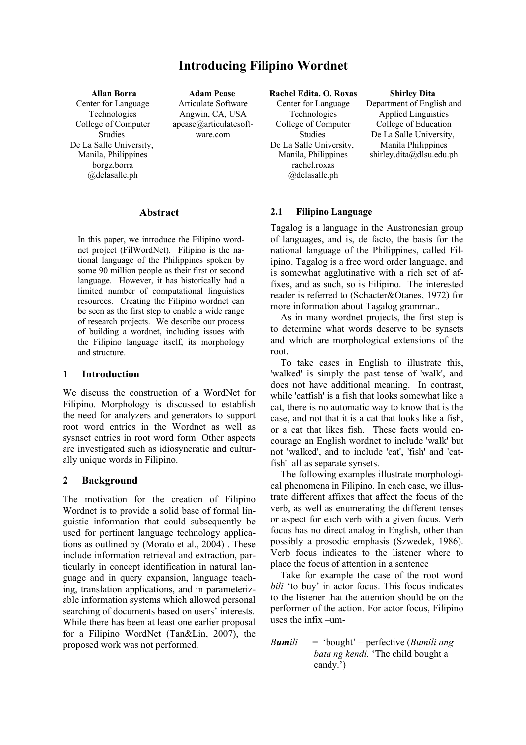# Introducing Filipino Wordnet

**Allan Borra**
Center for Language Technologies
College of Computer Studies
De La Salle University, Manila, Philippines
borgz.borra@delasalle.ph

**Adam Pease**
Articulate Software
Angwin, CA, USA
apease@articulatesoftware.com

**Rachel Edita. O. Roxas**
Center for Language Technologies
College of Computer Studies
De La Salle University, Manila, Philippines
rachel.roxas@delasalle.ph

**Shirley Dita**
Department of English and Applied Linguistics
College of Education
De La Salle University, Manila Philippines
shirley.dita@dlsu.edu.ph

## Abstract

In this paper, we introduce the Filipino wordnet project (FilWordNet). Filipino is the national language of the Philippines spoken by some 90 million people as their first or second language. However, it has historically had a limited number of computational linguistics resources. Creating the Filipino wordnet can be seen as the first step to enable a wide range of research projects. We describe our process of building a wordnet, including issues with the Filipino language itself, its morphology and structure.

## 1 Introduction

We discuss the construction of a WordNet for Filipino. Morphology is discussed to establish the need for analyzers and generators to support root word entries in the Wordnet as well as sysnset entries in root word form. Other aspects are investigated such as idiosyncratic and culturally unique words in Filipino.

## 2 Background

The motivation for the creation of Filipino Wordnet is to provide a solid base of formal linguistic information that could subsequently be used for pertinent language technology applications as outlined by (Morato et al., 2004) . These include information retrieval and extraction, particularly in concept identification in natural language and in query expansion, language teaching, translation applications, and in parameterizable information systems which allowed personal searching of documents based on users' interests. While there has been at least one earlier proposal for a Filipino WordNet (Tan&Lin, 2007), the proposed work was not performed.

### 2.1 Filipino Language

Tagalog is a language in the Austronesian group of languages, and is, de facto, the basis for the national language of the Philippines, called Filipino. Tagalog is a free word order language, and is somewhat agglutinative with a rich set of affixes, and as such, so is Filipino. The interested reader is referred to (Schacter&Otanes, 1972) for more information about Tagalog grammar..

As in many wordnet projects, the first step is to determine what words deserve to be synsets and which are morphological extensions of the root.

To take cases in English to illustrate this, 'walked' is simply the past tense of 'walk', and does not have additional meaning. In contrast, while 'catfish' is a fish that looks somewhat like a cat, there is no automatic way to know that is the case, and not that it is a cat that looks like a fish, or a cat that likes fish. These facts would encourage an English wordnet to include 'walk' but not 'walked', and to include 'cat', 'fish' and 'catfish' all as separate synsets.

The following examples illustrate morphological phenomena in Filipino. In each case, we illustrate different affixes that affect the focus of the verb, as well as enumerating the different tenses or aspect for each verb with a given focus. Verb focus has no direct analog in English, other than possibly a prosodic emphasis (Szwedek, 1986). Verb focus indicates to the listener where to place the focus of attention in a sentence

Take for example the case of the root word *bili* 'to buy' in actor focus. This focus indicates to the listener that the attention should be on the performer of the action. For actor focus, Filipino uses the infix –um-

*B**um**ili* = 'bought' – perfective (*Bumili ang bata ng kendi.* 'The child bought a candy.')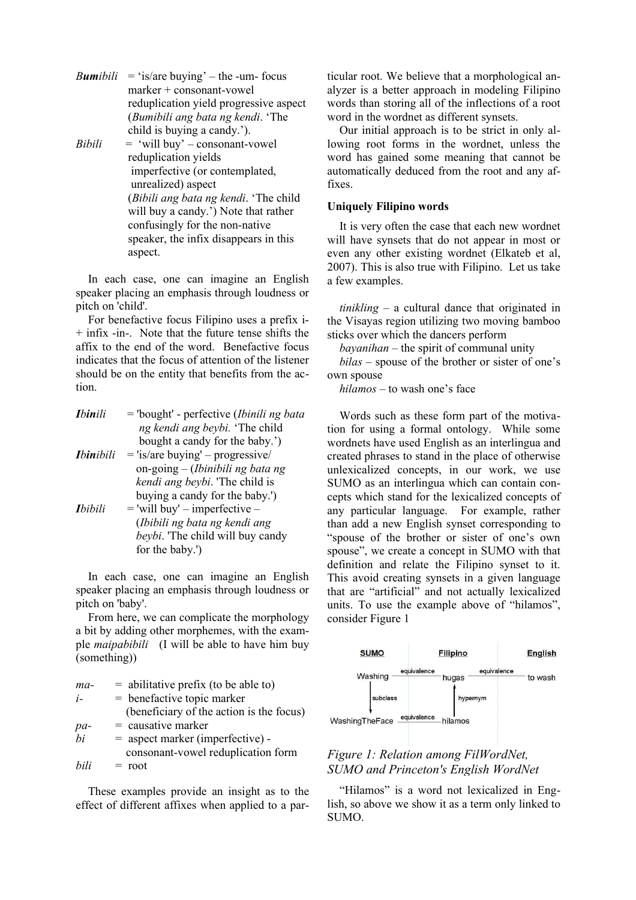***Bum**ibili* = 'is/are buying' – the -um- focus marker + consonant-vowel reduplication yield progressive aspect (*Bumibili ang bata ng kendi*. 'The child is buying a candy.').

*Bibili* = 'will buy' – consonant-vowel reduplication yields imperfective (or contemplated, unrealized) aspect (*Bibili ang bata ng kendi*. 'The child will buy a candy.') Note that rather confusingly for the non-native speaker, the infix disappears in this aspect.

In each case, one can imagine an English speaker placing an emphasis through loudness or pitch on 'child'.

For benefactive focus Filipino uses a prefix i- + infix -in-. Note that the future tense shifts the affix to the end of the word. Benefactive focus indicates that the focus of attention of the listener should be on the entity that benefits from the action.

***Ibin**ili* = 'bought' - perfective (*Ibinili ng bata ng kendi ang beybi.* 'The child bought a candy for the baby.')

***Ibin**ibili* = 'is/are buying' – progressive/ on-going – (*Ibinibili ng bata ng kendi ang beybi*. 'The child is buying a candy for the baby.')

***I**bibili* = 'will buy' – imperfective – (*Ibibili ng bata ng kendi ang beybi*. 'The child will buy candy for the baby.')

In each case, one can imagine an English speaker placing an emphasis through loudness or pitch on 'baby'.

From here, we can complicate the morphology a bit by adding other morphemes, with the example *maipabibili* (I will be able to have him buy (something))

*ma-* = abilitative prefix (to be able to)
*i-* = benefactive topic marker (beneficiary of the action is the focus)
*pa-* = causative marker
*bi* = aspect marker (imperfective) - consonant-vowel reduplication form
*bili* = root

These examples provide an insight as to the effect of different affixes when applied to a particular root. We believe that a morphological analyzer is a better approach in modeling Filipino words than storing all of the inflections of a root word in the wordnet as different synsets.

Our initial approach is to be strict in only allowing root forms in the wordnet, unless the word has gained some meaning that cannot be automatically deduced from the root and any affixes.

**Uniquely Filipino words**

It is very often the case that each new wordnet will have synsets that do not appear in most or even any other existing wordnet (Elkateb et al, 2007). This is also true with Filipino. Let us take a few examples.

*tinikling* – a cultural dance that originated in the Visayas region utilizing two moving bamboo sticks over which the dancers perform
*bayanihan* – the spirit of communal unity
*bilas* – spouse of the brother or sister of one's own spouse
*hilamos* – to wash one's face

Words such as these form part of the motivation for using a formal ontology. While some wordnets have used English as an interlingua and created phrases to stand in the place of otherwise unlexicalized concepts, in our work, we use SUMO as an interlingua which can contain concepts which stand for the lexicalized concepts of any particular language. For example, rather than add a new English synset corresponding to "spouse of the brother or sister of one's own spouse", we create a concept in SUMO with that definition and relate the Filipino synset to it. This avoid creating synsets in a given language that are "artificial" and not actually lexicalized units. To use the example above of "hilamos", consider Figure 1

| SUMO | | Filipino | | English |
|---|---|---|---|---|
| Washing | equivalence | hugas | equivalence | to wash |
| ↓ subclass | | ↑ hypernym | | |
| WashingTheFace | equivalence | hilamos | | |

*Figure 1: Relation among FilWordNet, SUMO and Princeton's English WordNet*

"Hilamos" is a word not lexicalized in English, so above we show it as a term only linked to SUMO.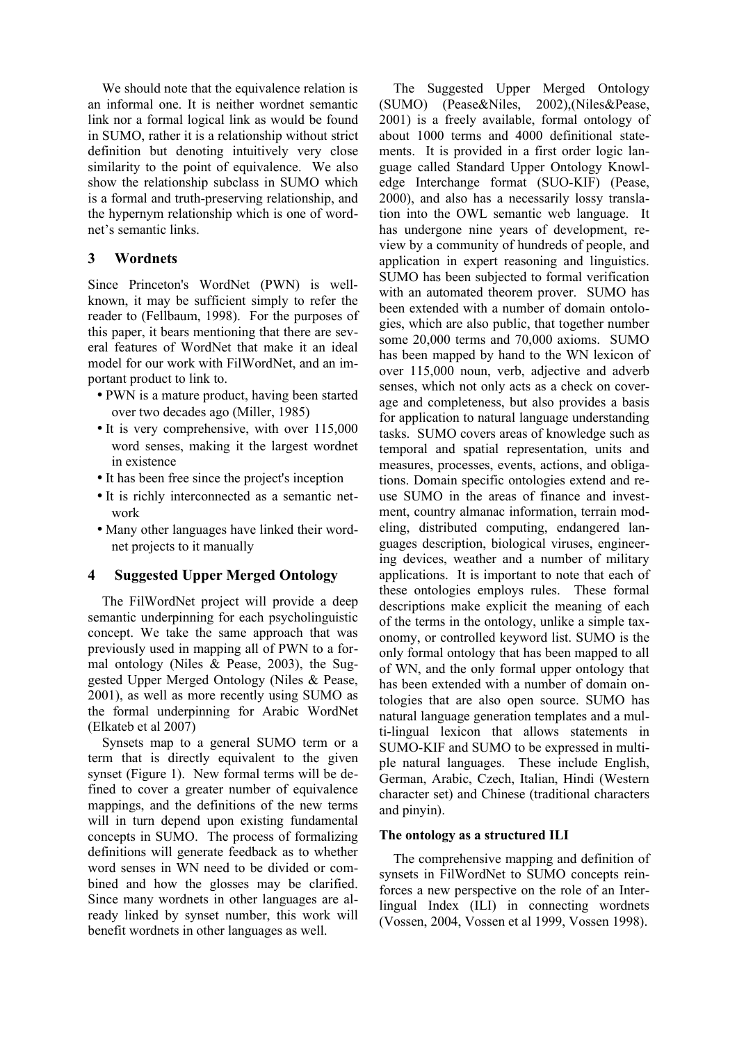We should note that the equivalence relation is an informal one. It is neither wordnet semantic link nor a formal logical link as would be found in SUMO, rather it is a relationship without strict definition but denoting intuitively very close similarity to the point of equivalence. We also show the relationship subclass in SUMO which is a formal and truth-preserving relationship, and the hypernym relationship which is one of wordnet's semantic links.

## 3 Wordnets

Since Princeton's WordNet (PWN) is well-known, it may be sufficient simply to refer the reader to (Fellbaum, 1998). For the purposes of this paper, it bears mentioning that there are several features of WordNet that make it an ideal model for our work with FilWordNet, and an important product to link to.

- PWN is a mature product, having been started over two decades ago (Miller, 1985)
- It is very comprehensive, with over 115,000 word senses, making it the largest wordnet in existence
- It has been free since the project's inception
- It is richly interconnected as a semantic network
- Many other languages have linked their wordnet projects to it manually

## 4 Suggested Upper Merged Ontology

The FilWordNet project will provide a deep semantic underpinning for each psycholinguistic concept. We take the same approach that was previously used in mapping all of PWN to a formal ontology (Niles & Pease, 2003), the Suggested Upper Merged Ontology (Niles & Pease, 2001), as well as more recently using SUMO as the formal underpinning for Arabic WordNet (Elkateb et al 2007)

Synsets map to a general SUMO term or a term that is directly equivalent to the given synset (Figure 1). New formal terms will be defined to cover a greater number of equivalence mappings, and the definitions of the new terms will in turn depend upon existing fundamental concepts in SUMO. The process of formalizing definitions will generate feedback as to whether word senses in WN need to be divided or combined and how the glosses may be clarified. Since many wordnets in other languages are already linked by synset number, this work will benefit wordnets in other languages as well.

The Suggested Upper Merged Ontology (SUMO) (Pease&Niles, 2002),(Niles&Pease, 2001) is a freely available, formal ontology of about 1000 terms and 4000 definitional statements. It is provided in a first order logic language called Standard Upper Ontology Knowledge Interchange format (SUO-KIF) (Pease, 2000), and also has a necessarily lossy translation into the OWL semantic web language. It has undergone nine years of development, review by a community of hundreds of people, and application in expert reasoning and linguistics. SUMO has been subjected to formal verification with an automated theorem prover. SUMO has been extended with a number of domain ontologies, which are also public, that together number some 20,000 terms and 70,000 axioms. SUMO has been mapped by hand to the WN lexicon of over 115,000 noun, verb, adjective and adverb senses, which not only acts as a check on coverage and completeness, but also provides a basis for application to natural language understanding tasks. SUMO covers areas of knowledge such as temporal and spatial representation, units and measures, processes, events, actions, and obligations. Domain specific ontologies extend and reuse SUMO in the areas of finance and investment, country almanac information, terrain modeling, distributed computing, endangered languages description, biological viruses, engineering devices, weather and a number of military applications. It is important to note that each of these ontologies employs rules. These formal descriptions make explicit the meaning of each of the terms in the ontology, unlike a simple taxonomy, or controlled keyword list. SUMO is the only formal ontology that has been mapped to all of WN, and the only formal upper ontology that has been extended with a number of domain ontologies that are also open source. SUMO has natural language generation templates and a multi-lingual lexicon that allows statements in SUMO-KIF and SUMO to be expressed in multiple natural languages. These include English, German, Arabic, Czech, Italian, Hindi (Western character set) and Chinese (traditional characters and pinyin).

**The ontology as a structured ILI**

The comprehensive mapping and definition of synsets in FilWordNet to SUMO concepts reinforces a new perspective on the role of an Interlingual Index (ILI) in connecting wordnets (Vossen, 2004, Vossen et al 1999, Vossen 1998).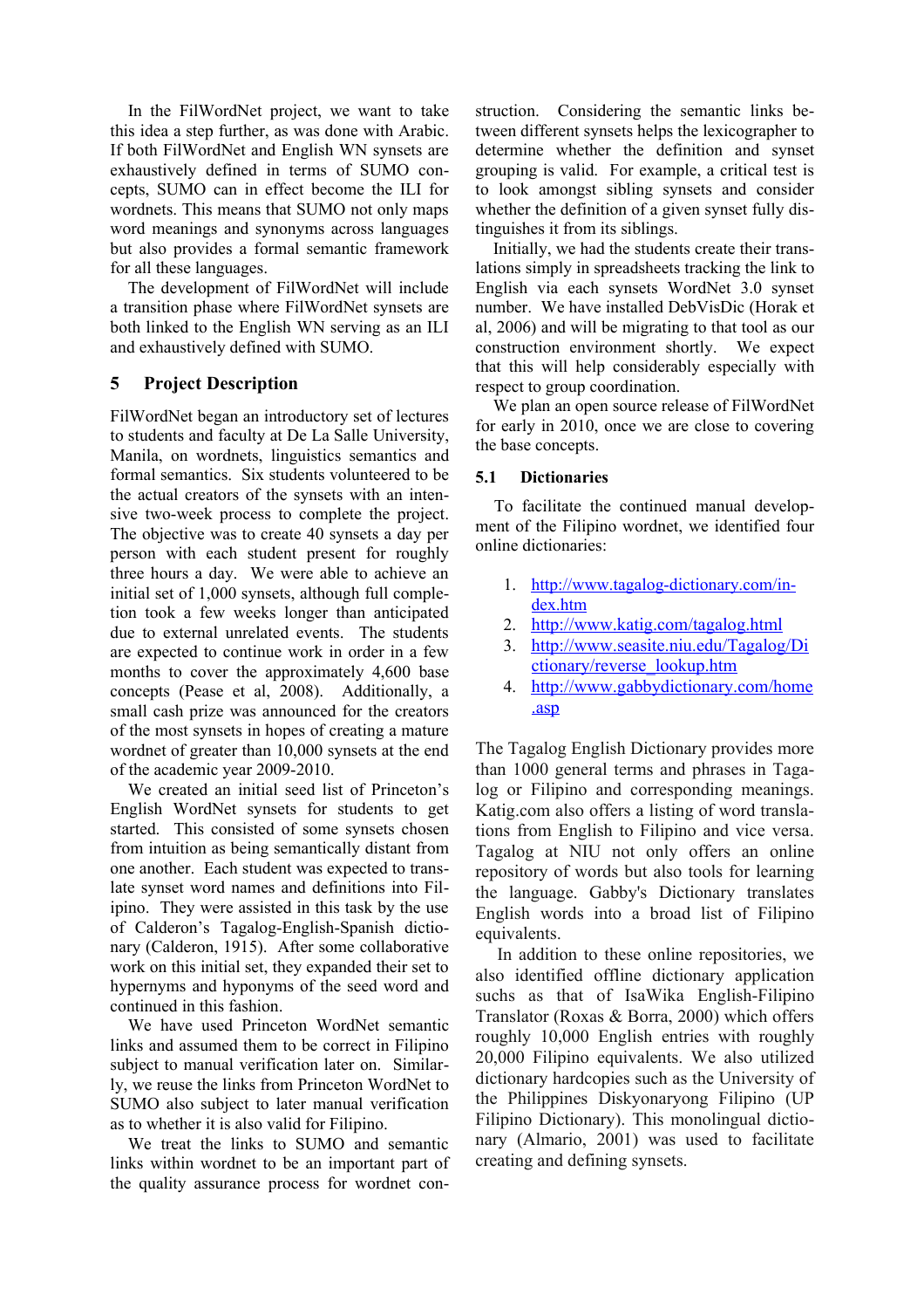In the FilWordNet project, we want to take this idea a step further, as was done with Arabic. If both FilWordNet and English WN synsets are exhaustively defined in terms of SUMO concepts, SUMO can in effect become the ILI for wordnets. This means that SUMO not only maps word meanings and synonyms across languages but also provides a formal semantic framework for all these languages.

The development of FilWordNet will include a transition phase where FilWordNet synsets are both linked to the English WN serving as an ILI and exhaustively defined with SUMO.

## 5 Project Description

FilWordNet began an introductory set of lectures to students and faculty at De La Salle University, Manila, on wordnets, linguistics semantics and formal semantics. Six students volunteered to be the actual creators of the synsets with an intensive two-week process to complete the project. The objective was to create 40 synsets a day per person with each student present for roughly three hours a day. We were able to achieve an initial set of 1,000 synsets, although full completion took a few weeks longer than anticipated due to external unrelated events. The students are expected to continue work in order in a few months to cover the approximately 4,600 base concepts (Pease et al, 2008). Additionally, a small cash prize was announced for the creators of the most synsets in hopes of creating a mature wordnet of greater than 10,000 synsets at the end of the academic year 2009-2010.

We created an initial seed list of Princeton's English WordNet synsets for students to get started. This consisted of some synsets chosen from intuition as being semantically distant from one another. Each student was expected to translate synset word names and definitions into Filipino. They were assisted in this task by the use of Calderon's Tagalog-English-Spanish dictionary (Calderon, 1915). After some collaborative work on this initial set, they expanded their set to hypernyms and hyponyms of the seed word and continued in this fashion.

We have used Princeton WordNet semantic links and assumed them to be correct in Filipino subject to manual verification later on. Similarly, we reuse the links from Princeton WordNet to SUMO also subject to later manual verification as to whether it is also valid for Filipino.

We treat the links to SUMO and semantic links within wordnet to be an important part of the quality assurance process for wordnet construction. Considering the semantic links between different synsets helps the lexicographer to determine whether the definition and synset grouping is valid. For example, a critical test is to look amongst sibling synsets and consider whether the definition of a given synset fully distinguishes it from its siblings.

Initially, we had the students create their translations simply in spreadsheets tracking the link to English via each synsets WordNet 3.0 synset number. We have installed DebVisDic (Horak et al, 2006) and will be migrating to that tool as our construction environment shortly. We expect that this will help considerably especially with respect to group coordination.

We plan an open source release of FilWordNet for early in 2010, once we are close to covering the base concepts.

### 5.1 Dictionaries

To facilitate the continued manual development of the Filipino wordnet, we identified four online dictionaries:

1. http://www.tagalog-dictionary.com/index.htm
2. http://www.katig.com/tagalog.html
3. http://www.seasite.niu.edu/Tagalog/Dictionary/reverse_lookup.htm
4. http://www.gabbydictionary.com/home.asp

The Tagalog English Dictionary provides more than 1000 general terms and phrases in Tagalog or Filipino and corresponding meanings. Katig.com also offers a listing of word translations from English to Filipino and vice versa. Tagalog at NIU not only offers an online repository of words but also tools for learning the language. Gabby's Dictionary translates English words into a broad list of Filipino equivalents.

In addition to these online repositories, we also identified offline dictionary application suchs as that of IsaWika English-Filipino Translator (Roxas & Borra, 2000) which offers roughly 10,000 English entries with roughly 20,000 Filipino equivalents. We also utilized dictionary hardcopies such as the University of the Philippines Diskyonaryong Filipino (UP Filipino Dictionary). This monolingual dictionary (Almario, 2001) was used to facilitate creating and defining synsets.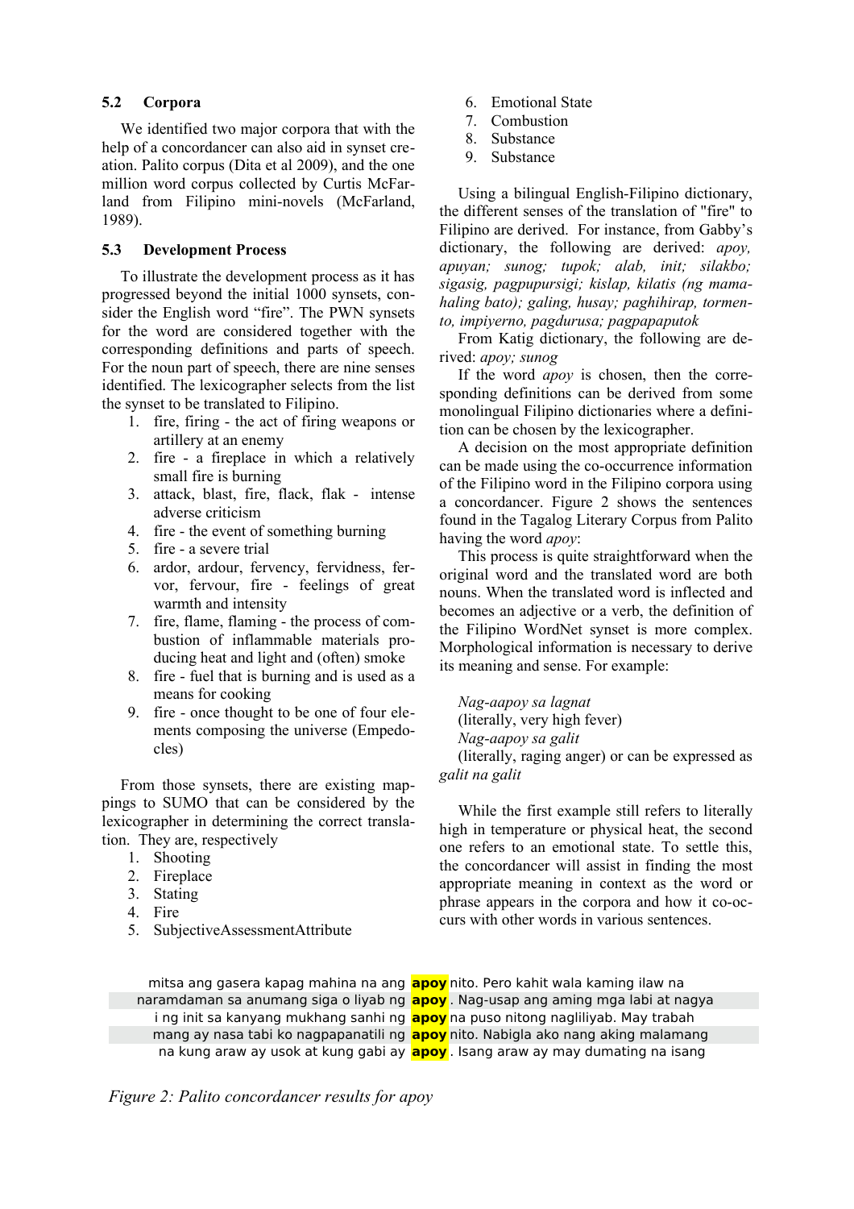### 5.2 Corpora

We identified two major corpora that with the help of a concordancer can also aid in synset creation. Palito corpus (Dita et al 2009), and the one million word corpus collected by Curtis McFarland from Filipino mini-novels (McFarland, 1989).

### 5.3 Development Process

To illustrate the development process as it has progressed beyond the initial 1000 synsets, consider the English word "fire". The PWN synsets for the word are considered together with the corresponding definitions and parts of speech. For the noun part of speech, there are nine senses identified. The lexicographer selects from the list the synset to be translated to Filipino.

1. fire, firing - the act of firing weapons or artillery at an enemy
2. fire - a fireplace in which a relatively small fire is burning
3. attack, blast, fire, flack, flak - intense adverse criticism
4. fire - the event of something burning
5. fire - a severe trial
6. ardor, ardour, fervency, fervidness, fervor, fervour, fire - feelings of great warmth and intensity
7. fire, flame, flaming - the process of combustion of inflammable materials producing heat and light and (often) smoke
8. fire - fuel that is burning and is used as a means for cooking
9. fire - once thought to be one of four elements composing the universe (Empedocles)

From those synsets, there are existing mappings to SUMO that can be considered by the lexicographer in determining the correct translation. They are, respectively

1. Shooting
2. Fireplace
3. Stating
4. Fire
5. SubjectiveAssessmentAttribute
6. Emotional State
7. Combustion
8. Substance
9. Substance

Using a bilingual English-Filipino dictionary, the different senses of the translation of "fire" to Filipino are derived. For instance, from Gabby's dictionary, the following are derived: *apoy, apuyan; sunog; tupok; alab, init; silakbo; sigasig, pagpupursigi; kislap, kilatis (ng mamahaling bato); galing, husay; paghihirap, tormento, impiyerno, pagdurusa; pagpapaputok*

From Katig dictionary, the following are derived: *apoy; sunog*

If the word *apoy* is chosen, then the corresponding definitions can be derived from some monolingual Filipino dictionaries where a definition can be chosen by the lexicographer.

A decision on the most appropriate definition can be made using the co-occurrence information of the Filipino word in the Filipino corpora using a concordancer. Figure 2 shows the sentences found in the Tagalog Literary Corpus from Palito having the word *apoy*:

This process is quite straightforward when the original word and the translated word are both nouns. When the translated word is inflected and becomes an adjective or a verb, the definition of the Filipino WordNet synset is more complex. Morphological information is necessary to derive its meaning and sense. For example:

*Nag-aapoy sa lagnat*
(literally, very high fever)
*Nag-aapoy sa galit*
(literally, raging anger) or can be expressed as *galit na galit*

While the first example still refers to literally high in temperature or physical heat, the second one refers to an emotional state. To settle this, the concordancer will assist in finding the most appropriate meaning in context as the word or phrase appears in the corpora and how it co-occurs with other words in various sentences.

| | | |
|---|---|---|
| mitsa ang gasera kapag mahina na ang | **apoy** | nito. Pero kahit wala kaming ilaw na |
| naramdaman sa anumang siga o liyab ng | **apoy** | . Nag-usap ang aming mga labi at nagya |
| i ng init sa kanyang mukhang sanhi ng | **apoy** | na puso nitong nagliliyab. May trabah |
| mang ay nasa tabi ko nagpapanatili ng | **apoy** | nito. Nabigla ako nang aking malamang |
| na kung araw ay usok at kung gabi ay | **apoy** | . Isang araw ay may dumating na isang |

*Figure 2: Palito concordancer results for apoy*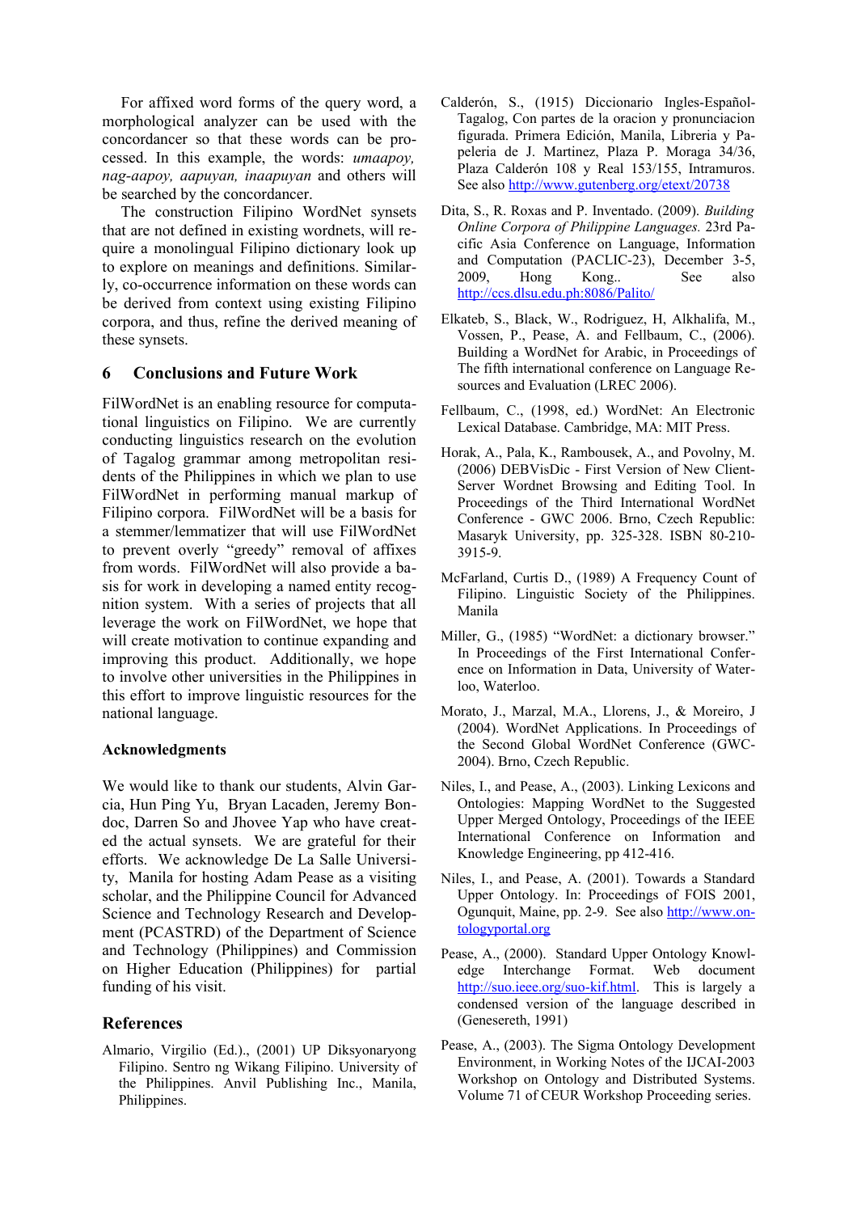For affixed word forms of the query word, a morphological analyzer can be used with the concordancer so that these words can be processed. In this example, the words: *umaapoy, nag-aapoy, aapuyan, inaapuyan* and others will be searched by the concordancer.

The construction Filipino WordNet synsets that are not defined in existing wordnets, will require a monolingual Filipino dictionary look up to explore on meanings and definitions. Similarly, co-occurrence information on these words can be derived from context using existing Filipino corpora, and thus, refine the derived meaning of these synsets.

## 6 Conclusions and Future Work

FilWordNet is an enabling resource for computational linguistics on Filipino. We are currently conducting linguistics research on the evolution of Tagalog grammar among metropolitan residents of the Philippines in which we plan to use FilWordNet in performing manual markup of Filipino corpora. FilWordNet will be a basis for a stemmer/lemmatizer that will use FilWordNet to prevent overly "greedy" removal of affixes from words. FilWordNet will also provide a basis for work in developing a named entity recognition system. With a series of projects that all leverage the work on FilWordNet, we hope that will create motivation to continue expanding and improving this product. Additionally, we hope to involve other universities in the Philippines in this effort to improve linguistic resources for the national language.

### Acknowledgments

We would like to thank our students, Alvin Garcia, Hun Ping Yu, Bryan Lacaden, Jeremy Bondoc, Darren So and Jhovee Yap who have created the actual synsets. We are grateful for their efforts. We acknowledge De La Salle University, Manila for hosting Adam Pease as a visiting scholar, and the Philippine Council for Advanced Science and Technology Research and Development (PCASTRD) of the Department of Science and Technology (Philippines) and Commission on Higher Education (Philippines) for partial funding of his visit.

## References

Almario, Virgilio (Ed.)., (2001) UP Diksyonaryong Filipino. Sentro ng Wikang Filipino. University of the Philippines. Anvil Publishing Inc., Manila, Philippines.

Calderón, S., (1915) Diccionario Ingles-Español-Tagalog, Con partes de la oracion y pronunciacion figurada. Primera Edición, Manila, Libreria y Papeleria de J. Martinez, Plaza P. Moraga 34/36, Plaza Calderón 108 y Real 153/155, Intramuros. See also http://www.gutenberg.org/etext/20738

Dita, S., R. Roxas and P. Inventado. (2009). *Building Online Corpora of Philippine Languages.* 23rd Pacific Asia Conference on Language, Information and Computation (PACLIC-23), December 3-5, 2009, Hong Kong.. See also http://ccs.dlsu.edu.ph:8086/Palito/

Elkateb, S., Black, W., Rodriguez, H, Alkhalifa, M., Vossen, P., Pease, A. and Fellbaum, C., (2006). Building a WordNet for Arabic, in Proceedings of The fifth international conference on Language Resources and Evaluation (LREC 2006).

Fellbaum, C., (1998, ed.) WordNet: An Electronic Lexical Database. Cambridge, MA: MIT Press.

Horak, A., Pala, K., Rambousek, A., and Povolny, M. (2006) DEBVisDic - First Version of New Client-Server Wordnet Browsing and Editing Tool. In Proceedings of the Third International WordNet Conference - GWC 2006. Brno, Czech Republic: Masaryk University, pp. 325-328. ISBN 80-210-3915-9.

McFarland, Curtis D., (1989) A Frequency Count of Filipino. Linguistic Society of the Philippines. Manila

Miller, G., (1985) "WordNet: a dictionary browser." In Proceedings of the First International Conference on Information in Data, University of Waterloo, Waterloo.

Morato, J., Marzal, M.A., Llorens, J., & Moreiro, J (2004). WordNet Applications. In Proceedings of the Second Global WordNet Conference (GWC-2004). Brno, Czech Republic.

Niles, I., and Pease, A., (2003). Linking Lexicons and Ontologies: Mapping WordNet to the Suggested Upper Merged Ontology, Proceedings of the IEEE International Conference on Information and Knowledge Engineering, pp 412-416.

Niles, I., and Pease, A. (2001). Towards a Standard Upper Ontology. In: Proceedings of FOIS 2001, Ogunquit, Maine, pp. 2-9. See also http://www.ontologyportal.org

Pease, A., (2000). Standard Upper Ontology Knowledge Interchange Format. Web document http://suo.ieee.org/suo-kif.html. This is largely a condensed version of the language described in (Genesereth, 1991)

Pease, A., (2003). The Sigma Ontology Development Environment, in Working Notes of the IJCAI-2003 Workshop on Ontology and Distributed Systems. Volume 71 of CEUR Workshop Proceeding series.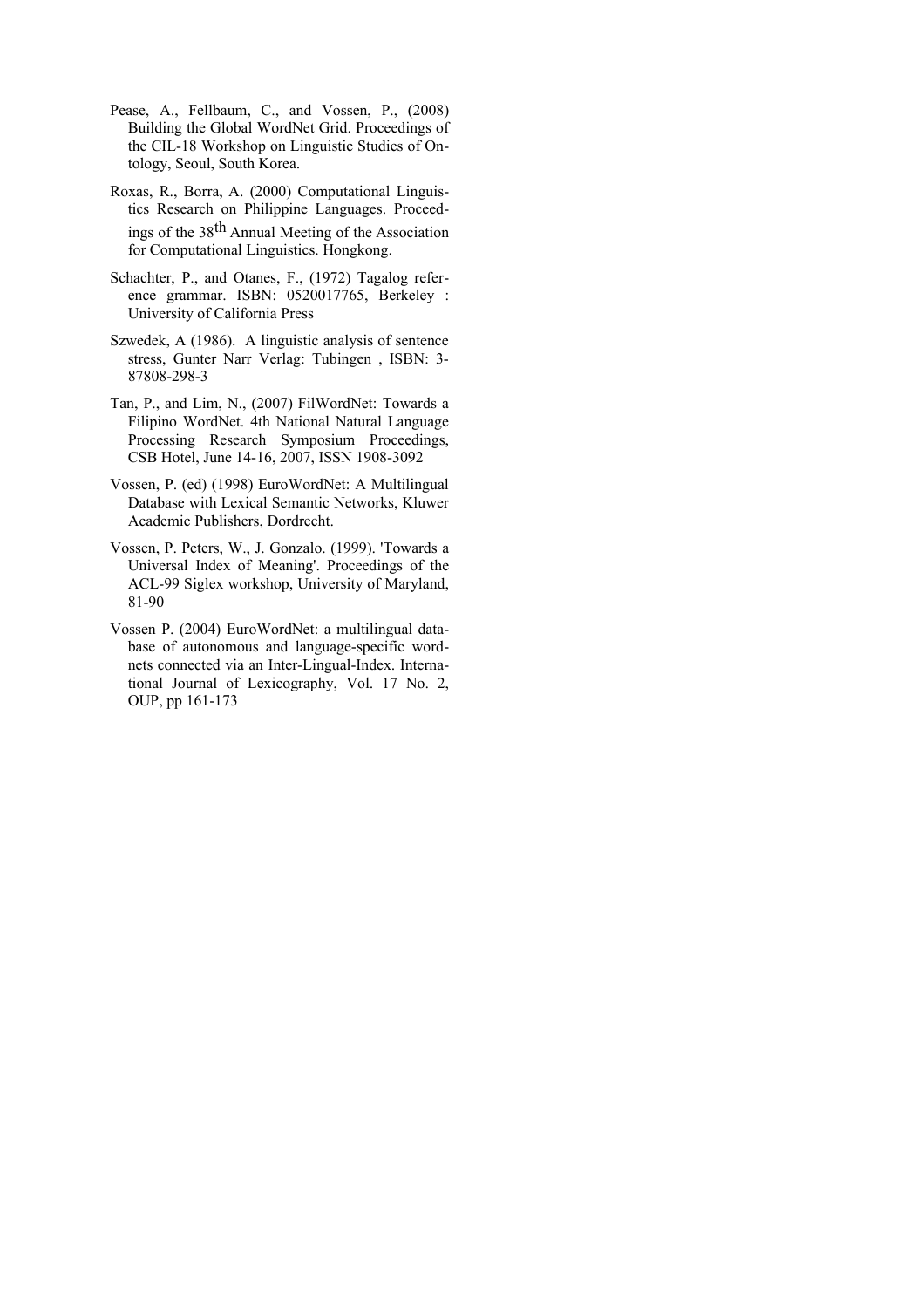Pease, A., Fellbaum, C., and Vossen, P., (2008) Building the Global WordNet Grid. Proceedings of the CIL-18 Workshop on Linguistic Studies of Ontology, Seoul, South Korea.

Roxas, R., Borra, A. (2000) Computational Linguistics Research on Philippine Languages. Proceedings of the 38th Annual Meeting of the Association for Computational Linguistics. Hongkong.

Schachter, P., and Otanes, F., (1972) Tagalog reference grammar. ISBN: 0520017765, Berkeley : University of California Press

Szwedek, A (1986). A linguistic analysis of sentence stress, Gunter Narr Verlag: Tubingen , ISBN: 3-87808-298-3

Tan, P., and Lim, N., (2007) FilWordNet: Towards a Filipino WordNet. 4th National Natural Language Processing Research Symposium Proceedings, CSB Hotel, June 14-16, 2007, ISSN 1908-3092

Vossen, P. (ed) (1998) EuroWordNet: A Multilingual Database with Lexical Semantic Networks, Kluwer Academic Publishers, Dordrecht.

Vossen, P. Peters, W., J. Gonzalo. (1999). 'Towards a Universal Index of Meaning'. Proceedings of the ACL-99 Siglex workshop, University of Maryland, 81-90

Vossen P. (2004) EuroWordNet: a multilingual database of autonomous and language-specific wordnets connected via an Inter-Lingual-Index. International Journal of Lexicography, Vol. 17 No. 2, OUP, pp 161-173